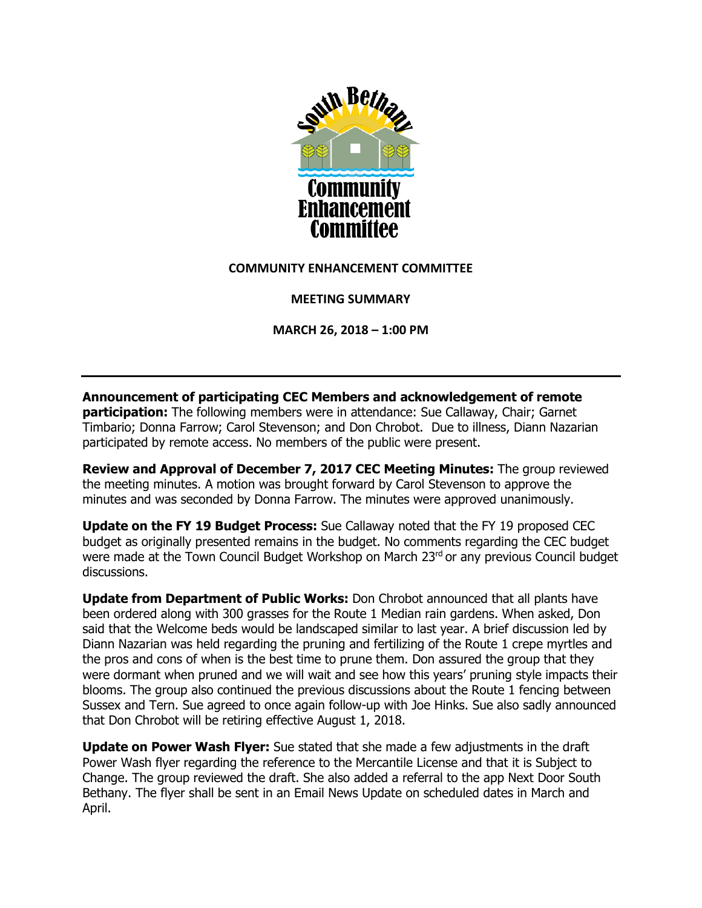# COMMUNITY ENHANCEMENT COMMITTEE

## MEETING SUMMARY

## MARCH 26, 2018 – 1:00 PM

---

**Announcement of participating CEC Members and acknowledgement of remote participation:** The following members were in attendance: Sue Callaway, Chair; Garnet Timbario; Donna Farrow; Carol Stevenson; and Don Chrobot. Due to illness, Diann Nazarian participated by remote access. No members of the public were present.

**Review and Approval of December 7, 2017 CEC Meeting Minutes:** The group reviewed the meeting minutes. A motion was brought forward by Carol Stevenson to approve the minutes and was seconded by Donna Farrow. The minutes were approved unanimously.

**Update on the FY 19 Budget Process:** Sue Callaway noted that the FY 19 proposed CEC budget as originally presented remains in the budget. No comments regarding the CEC budget were made at the Town Council Budget Workshop on March 23rd or any previous Council budget discussions.

**Update from Department of Public Works:** Don Chrobot announced that all plants have been ordered along with 300 grasses for the Route 1 Median rain gardens. When asked, Don said that the Welcome beds would be landscaped similar to last year. A brief discussion led by Diann Nazarian was held regarding the pruning and fertilizing of the Route 1 crepe myrtles and the pros and cons of when is the best time to prune them. Don assured the group that they were dormant when pruned and we will wait and see how this years' pruning style impacts their blooms. The group also continued the previous discussions about the Route 1 fencing between Sussex and Tern. Sue agreed to once again follow-up with Joe Hinks. Sue also sadly announced that Don Chrobot will be retiring effective August 1, 2018.

**Update on Power Wash Flyer:** Sue stated that she made a few adjustments in the draft Power Wash flyer regarding the reference to the Mercantile License and that it is Subject to Change. The group reviewed the draft. She also added a referral to the app Next Door South Bethany. The flyer shall be sent in an Email News Update on scheduled dates in March and April.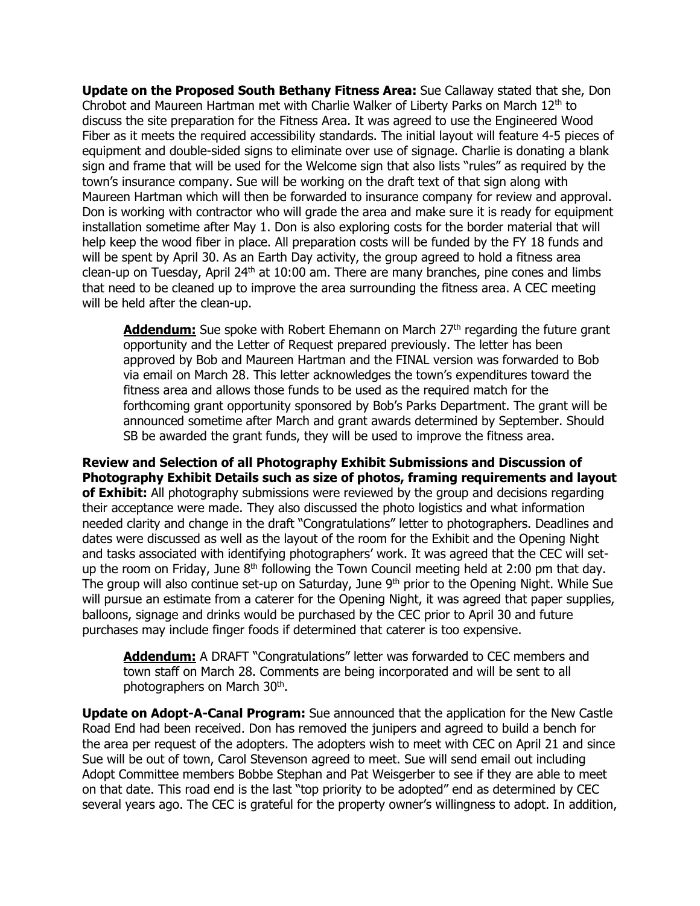**Update on the Proposed South Bethany Fitness Area:** Sue Callaway stated that she, Don Chrobot and Maureen Hartman met with Charlie Walker of Liberty Parks on March 12th to discuss the site preparation for the Fitness Area. It was agreed to use the Engineered Wood Fiber as it meets the required accessibility standards. The initial layout will feature 4-5 pieces of equipment and double-sided signs to eliminate over use of signage. Charlie is donating a blank sign and frame that will be used for the Welcome sign that also lists "rules" as required by the town's insurance company. Sue will be working on the draft text of that sign along with Maureen Hartman which will then be forwarded to insurance company for review and approval. Don is working with contractor who will grade the area and make sure it is ready for equipment installation sometime after May 1. Don is also exploring costs for the border material that will help keep the wood fiber in place. All preparation costs will be funded by the FY 18 funds and will be spent by April 30. As an Earth Day activity, the group agreed to hold a fitness area clean-up on Tuesday, April 24th at 10:00 am. There are many branches, pine cones and limbs that need to be cleaned up to improve the area surrounding the fitness area. A CEC meeting will be held after the clean-up.

> **Addendum:** Sue spoke with Robert Ehemann on March 27th regarding the future grant opportunity and the Letter of Request prepared previously. The letter has been approved by Bob and Maureen Hartman and the FINAL version was forwarded to Bob via email on March 28. This letter acknowledges the town's expenditures toward the fitness area and allows those funds to be used as the required match for the forthcoming grant opportunity sponsored by Bob's Parks Department. The grant will be announced sometime after March and grant awards determined by September. Should SB be awarded the grant funds, they will be used to improve the fitness area.

**Review and Selection of all Photography Exhibit Submissions and Discussion of Photography Exhibit Details such as size of photos, framing requirements and layout of Exhibit:** All photography submissions were reviewed by the group and decisions regarding their acceptance were made. They also discussed the photo logistics and what information needed clarity and change in the draft "Congratulations" letter to photographers. Deadlines and dates were discussed as well as the layout of the room for the Exhibit and the Opening Night and tasks associated with identifying photographers' work. It was agreed that the CEC will set-up the room on Friday, June 8th following the Town Council meeting held at 2:00 pm that day. The group will also continue set-up on Saturday, June 9th prior to the Opening Night. While Sue will pursue an estimate from a caterer for the Opening Night, it was agreed that paper supplies, balloons, signage and drinks would be purchased by the CEC prior to April 30 and future purchases may include finger foods if determined that caterer is too expensive.

> **Addendum:** A DRAFT "Congratulations" letter was forwarded to CEC members and town staff on March 28. Comments are being incorporated and will be sent to all photographers on March 30th.

**Update on Adopt-A-Canal Program:** Sue announced that the application for the New Castle Road End had been received. Don has removed the junipers and agreed to build a bench for the area per request of the adopters. The adopters wish to meet with CEC on April 21 and since Sue will be out of town, Carol Stevenson agreed to meet. Sue will send email out including Adopt Committee members Bobbe Stephan and Pat Weisgerber to see if they are able to meet on that date. This road end is the last "top priority to be adopted" end as determined by CEC several years ago. The CEC is grateful for the property owner's willingness to adopt. In addition,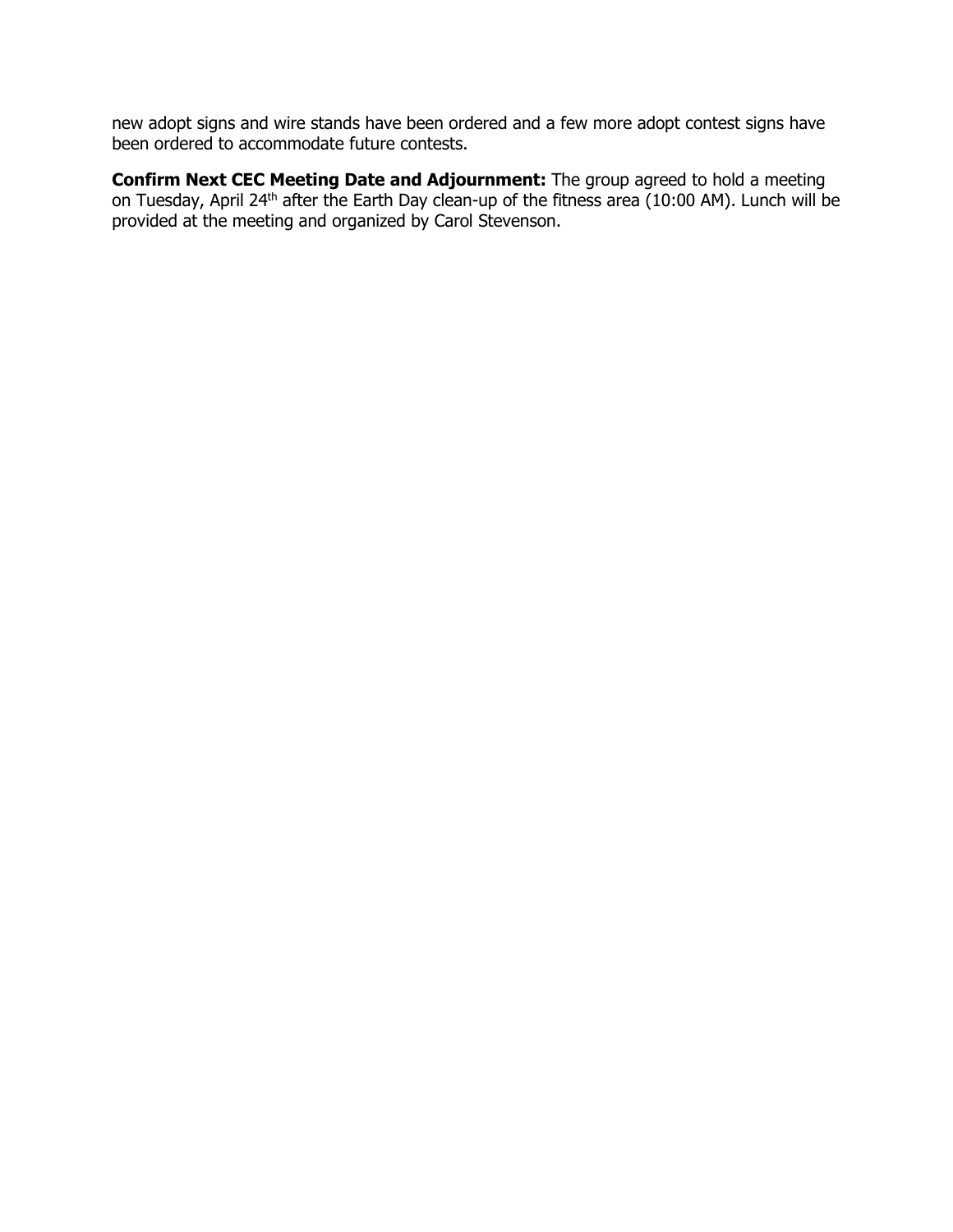new adopt signs and wire stands have been ordered and a few more adopt contest signs have been ordered to accommodate future contests.

**Confirm Next CEC Meeting Date and Adjournment:** The group agreed to hold a meeting on Tuesday, April 24th after the Earth Day clean-up of the fitness area (10:00 AM). Lunch will be provided at the meeting and organized by Carol Stevenson.